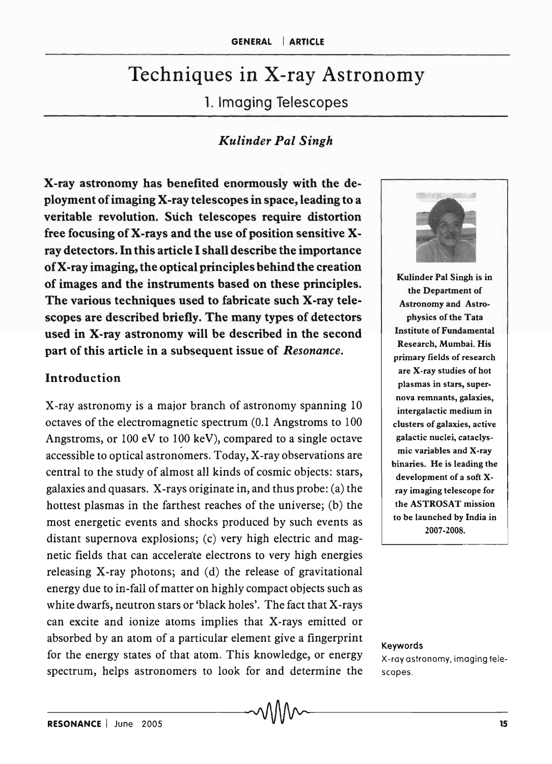# Techniques in X-ray Astronomy

## 1. Imaging Telescopes

*Kulinder Pal Singh*

**X-ray astronomy has benefited enormously with the deployment of imaging X-ray telescopes in space, leading to a veritable revolution. Such telescopes require distortion free focusing of X-rays and the use of position sensitive X-ray detectors. In this article I shall describe the importance of X-ray imaging, the optical principles behind the creation of images and the instruments based on these principles. The various techniques used to fabricate such X-ray telescopes are described briefly. The many types of detectors used in X-ray astronomy will be described in the second part of this article in a subsequent issue of *Resonance*.**

Kulinder Pal Singh is in the Department of Astronomy and Astrophysics of the Tata Institute of Fundamental Research, Mumbai. His primary fields of research are X-ray studies of hot plasmas in stars, supernova remnants, galaxies, intergalactic medium in clusters of galaxies, active galactic nuclei, cataclysmic variables and X-ray binaries. He is leading the development of a soft X-ray imaging telescope for the ASTROSAT mission to be launched by India in 2007-2008.

### Introduction

X-ray astronomy is a major branch of astronomy spanning 10 octaves of the electromagnetic spectrum (0.1 Angstroms to 100 Angstroms, or 100 eV to 100 keV), compared to a single octave accessible to optical astronomers. Today, X-ray observations are central to the study of almost all kinds of cosmic objects: stars, galaxies and quasars. X-rays originate in, and thus probe: (a) the hottest plasmas in the farthest reaches of the universe; (b) the most energetic events and shocks produced by such events as distant supernova explosions; (c) very high electric and magnetic fields that can accelerate electrons to very high energies releasing X-ray photons; and (d) the release of gravitational energy due to in-fall of matter on highly compact objects such as white dwarfs, neutron stars or 'black holes'. The fact that X-rays can excite and ionize atoms implies that X-rays emitted or absorbed by an atom of a particular element give a fingerprint for the energy states of that atom. This knowledge, or energy spectrum, helps astronomers to look for and determine the

**Keywords**

X-ray astronomy, imaging telescopes.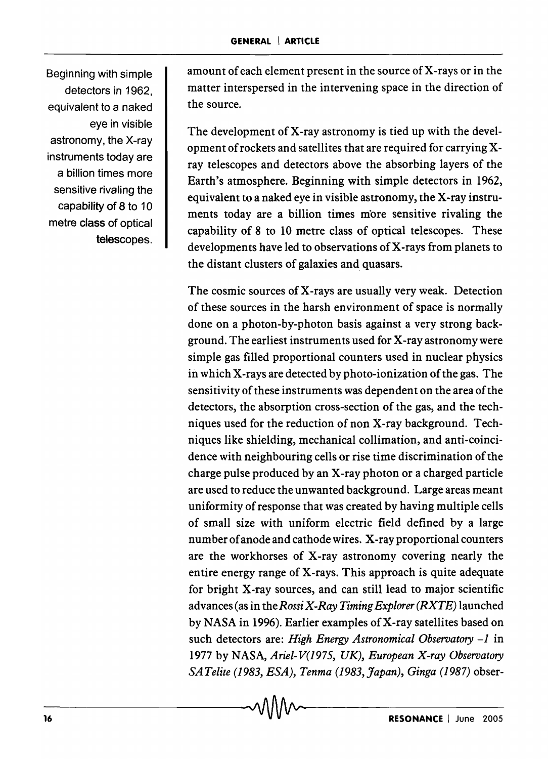Beginning with simple detectors in 1962, equivalent to a naked eye in visible astronomy, the X-ray instruments today are a billion times more sensitive rivaling the capability of 8 to 10 metre class of optical telescopes.

amount of each element present in the source of X-rays or in the matter interspersed in the intervening space in the direction of the source.

The development of X-ray astronomy is tied up with the development of rockets and satellites that are required for carrying X-ray telescopes and detectors above the absorbing layers of the Earth's atmosphere. Beginning with simple detectors in 1962, equivalent to a naked eye in visible astronomy, the X-ray instruments today are a billion times more sensitive rivaling the capability of 8 to 10 metre class of optical telescopes. These developments have led to observations of X-rays from planets to the distant clusters of galaxies and quasars.

The cosmic sources of X-rays are usually very weak. Detection of these sources in the harsh environment of space is normally done on a photon-by-photon basis against a very strong background. The earliest instruments used for X-ray astronomy were simple gas filled proportional counters used in nuclear physics in which X-rays are detected by photo-ionization of the gas. The sensitivity of these instruments was dependent on the area of the detectors, the absorption cross-section of the gas, and the techniques used for the reduction of non X-ray background. Techniques like shielding, mechanical collimation, and anti-coincidence with neighbouring cells or rise time discrimination of the charge pulse produced by an X-ray photon or a charged particle are used to reduce the unwanted background. Large areas meant uniformity of response that was created by having multiple cells of small size with uniform electric field defined by a large number of anode and cathode wires. X-ray proportional counters are the workhorses of X-ray astronomy covering nearly the entire energy range of X-rays. This approach is quite adequate for bright X-ray sources, and can still lead to major scientific advances (as in the *Rossi X-Ray Timing Explorer (RXTE)* launched by NASA in 1996). Earlier examples of X-ray satellites based on such detectors are: *High Energy Astronomical Observatory –1* in 1977 by NASA, *Ariel-V(1975, UK), European X-ray Observatory SATelite (1983, ESA), Tenma (1983, Japan), Ginga (1987)* obser-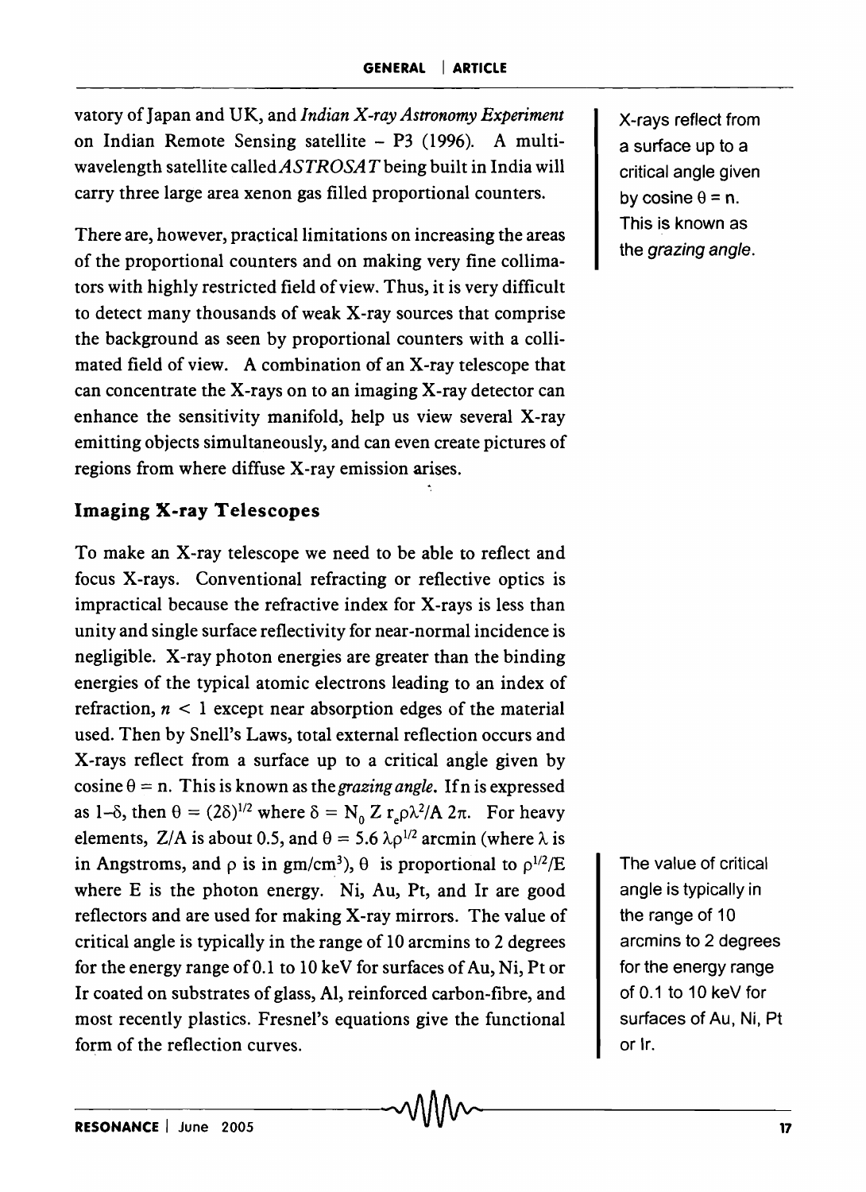vatory of Japan and UK, and *Indian X-ray Astronomy Experiment* on Indian Remote Sensing satellite – P3 (1996). A multi-wavelength satellite called *ASTROSAT* being built in India will carry three large area xenon gas filled proportional counters.

There are, however, practical limitations on increasing the areas of the proportional counters and on making very fine collimators with highly restricted field of view. Thus, it is very difficult to detect many thousands of weak X-ray sources that comprise the background as seen by proportional counters with a collimated field of view. A combination of an X-ray telescope that can concentrate the X-rays on to an imaging X-ray detector can enhance the sensitivity manifold, help us view several X-ray emitting objects simultaneously, and can even create pictures of regions from where diffuse X-ray emission arises.

X-rays reflect from a surface up to a critical angle given by cosine $\theta = n$. This is known as the *grazing angle*.

## Imaging X-ray Telescopes

To make an X-ray telescope we need to be able to reflect and focus X-rays. Conventional refracting or reflective optics is impractical because the refractive index for X-rays is less than unity and single surface reflectivity for near-normal incidence is negligible. X-ray photon energies are greater than the binding energies of the typical atomic electrons leading to an index of refraction, $n < 1$ except near absorption edges of the material used. Then by Snell's Laws, total external reflection occurs and X-rays reflect from a surface up to a critical angle given by cosine $\theta = n$. This is known as the *grazing angle*. If n is expressed as $1–\delta$, then $\theta = (2\delta)^{1/2}$ where $\delta = N_0\, Z\, r_e \rho \lambda^2 / A\, 2\pi$. For heavy elements, Z/A is about 0.5, and $\theta = 5.6\, \lambda \rho^{1/2}$ arcmin (where $\lambda$ is in Angstroms, and $\rho$ is in gm/cm$^3$), $\theta$ is proportional to $\rho^{1/2}/E$ where E is the photon energy. Ni, Au, Pt, and Ir are good reflectors and are used for making X-ray mirrors. The value of critical angle is typically in the range of 10 arcmins to 2 degrees for the energy range of 0.1 to 10 keV for surfaces of Au, Ni, Pt or Ir coated on substrates of glass, Al, reinforced carbon-fibre, and most recently plastics. Fresnel's equations give the functional form of the reflection curves.

The value of critical angle is typically in the range of 10 arcmins to 2 degrees for the energy range of 0.1 to 10 keV for surfaces of Au, Ni, Pt or Ir.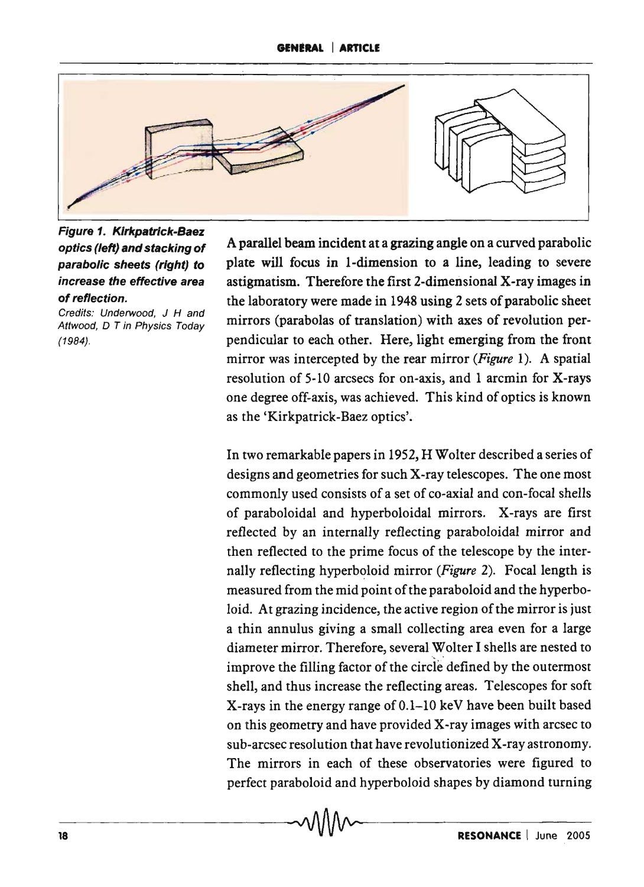**Figure 1. Kirkpatrick-Baez optics (left) and stacking of parabolic sheets (right) to increase the effective area of reflection.**

*Credits: Underwood, J H and Attwood, D T in Physics Today (1984).*

A parallel beam incident at a grazing angle on a curved parabolic plate will focus in 1-dimension to a line, leading to severe astigmatism. Therefore the first 2-dimensional X-ray images in the laboratory were made in 1948 using 2 sets of parabolic sheet mirrors (parabolas of translation) with axes of revolution perpendicular to each other. Here, light emerging from the front mirror was intercepted by the rear mirror (*Figure* 1). A spatial resolution of 5-10 arcsecs for on-axis, and 1 arcmin for X-rays one degree off-axis, was achieved. This kind of optics is known as the 'Kirkpatrick-Baez optics'.

In two remarkable papers in 1952, H Wolter described a series of designs and geometries for such X-ray telescopes. The one most commonly used consists of a set of co-axial and con-focal shells of paraboloidal and hyperboloidal mirrors. X-rays are first reflected by an internally reflecting paraboloidal mirror and then reflected to the prime focus of the telescope by the internally reflecting hyperboloid mirror (*Figure* 2). Focal length is measured from the mid point of the paraboloid and the hyperboloid. At grazing incidence, the active region of the mirror is just a thin annulus giving a small collecting area even for a large diameter mirror. Therefore, several Wolter I shells are nested to improve the filling factor of the circle defined by the outermost shell, and thus increase the reflecting areas. Telescopes for soft X-rays in the energy range of 0.1–10 keV have been built based on this geometry and have provided X-ray images with arcsec to sub-arcsec resolution that have revolutionized X-ray astronomy. The mirrors in each of these observatories were figured to perfect paraboloid and hyperboloid shapes by diamond turning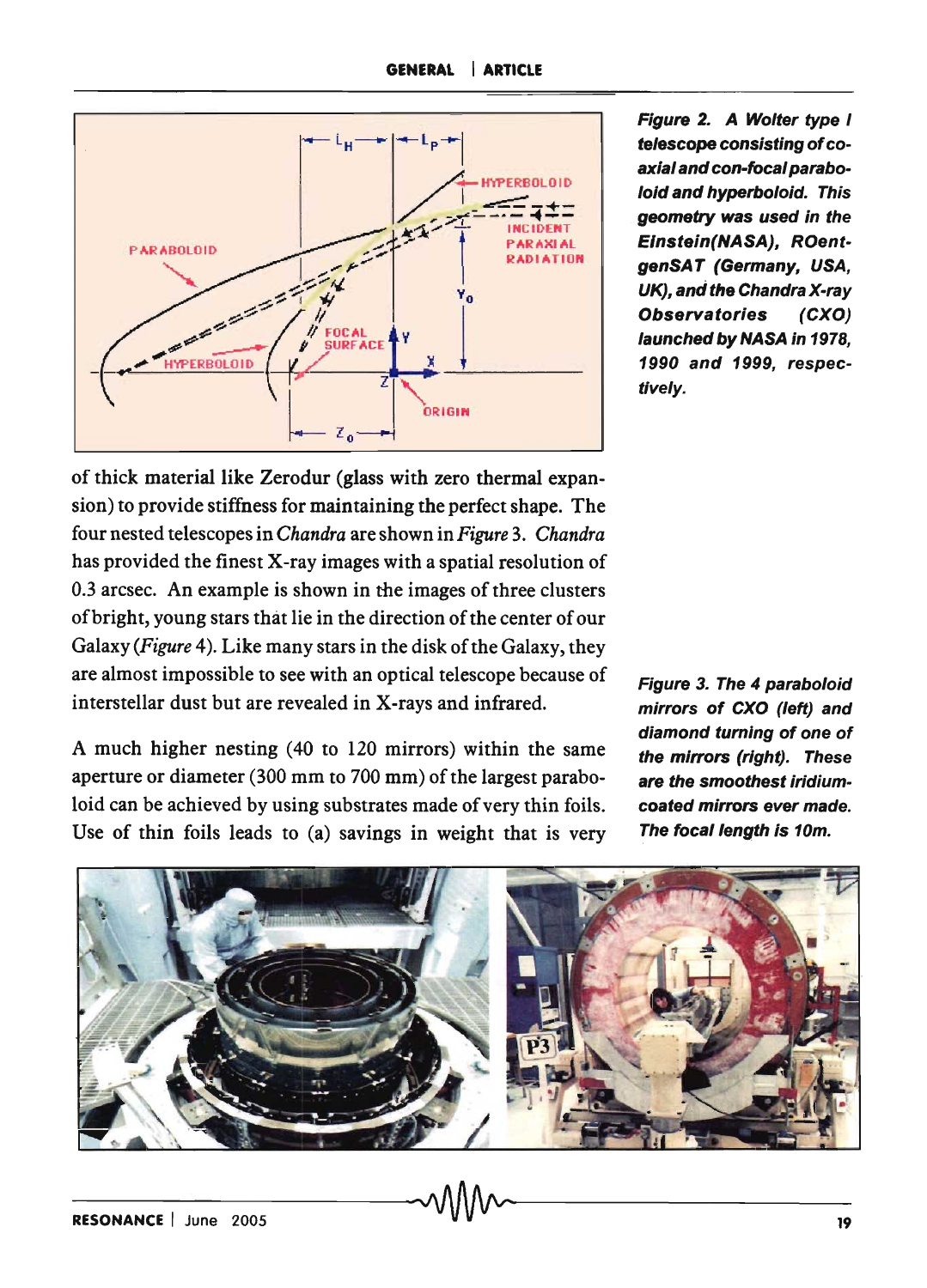*Figure 2. A Wolter type I telescope consisting of co-axial and con-focal paraboloid and hyperboloid. This geometry was used in the Einstein(NASA), ROentgenSAT (Germany, USA, UK), and the Chandra X-ray Observatories (CXO) launched by NASA in 1978, 1990 and 1999, respectively.*

of thick material like Zerodur (glass with zero thermal expansion) to provide stiffness for maintaining the perfect shape. The four nested telescopes in *Chandra* are shown in *Figure* 3. *Chandra* has provided the finest X-ray images with a spatial resolution of 0.3 arcsec. An example is shown in the images of three clusters of bright, young stars that lie in the direction of the center of our Galaxy (*Figure* 4). Like many stars in the disk of the Galaxy, they are almost impossible to see with an optical telescope because of interstellar dust but are revealed in X-rays and infrared.

A much higher nesting (40 to 120 mirrors) within the same aperture or diameter (300 mm to 700 mm) of the largest paraboloid can be achieved by using substrates made of very thin foils. Use of thin foils leads to (a) savings in weight that is very

*Figure 3. The 4 paraboloid mirrors of CXO (left) and diamond turning of one of the mirrors (right). These are the smoothest iridium-coated mirrors ever made. The focal length is 10m.*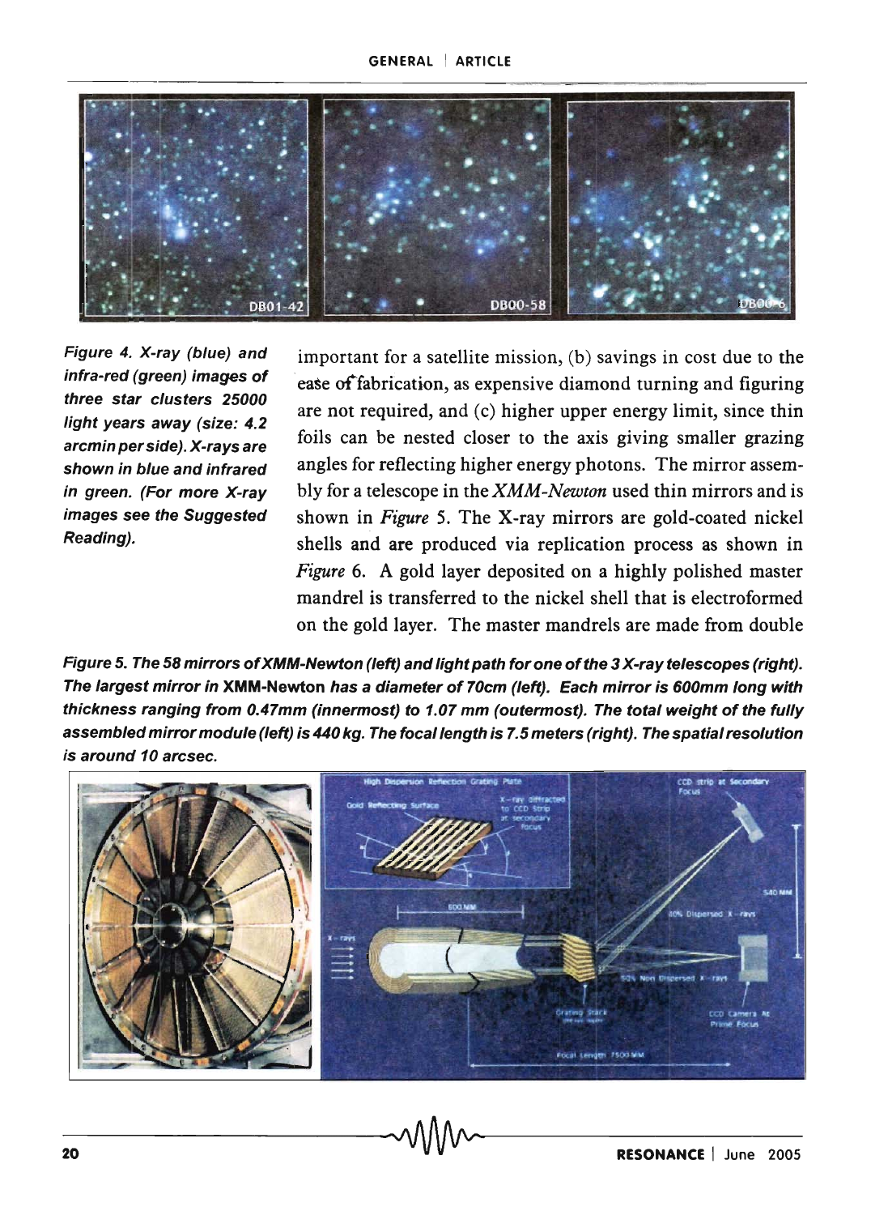*Figure 4. X-ray (blue) and infra-red (green) images of three star clusters 25000 light years away (size: 4.2 arcmin per side). X-rays are shown in blue and infrared in green. (For more X-ray images see the Suggested Reading).*

important for a satellite mission, (b) savings in cost due to the ease of fabrication, as expensive diamond turning and figuring are not required, and (c) higher upper energy limit, since thin foils can be nested closer to the axis giving smaller grazing angles for reflecting higher energy photons. The mirror assembly for a telescope in the *XMM-Newton* used thin mirrors and is shown in *Figure* 5. The X-ray mirrors are gold-coated nickel shells and are produced via replication process as shown in *Figure* 6. A gold layer deposited on a highly polished master mandrel is transferred to the nickel shell that is electroformed on the gold layer. The master mandrels are made from double

***Figure 5. The 58 mirrors of XMM-Newton (left) and light path for one of the 3 X-ray telescopes (right). The largest mirror in XMM-Newton has a diameter of 70cm (left). Each mirror is 600mm long with thickness ranging from 0.47mm (innermost) to 1.07 mm (outermost). The total weight of the fully assembled mirror module (left) is 440 kg. The focal length is 7.5 meters (right). The spatial resolution is around 10 arcsec.***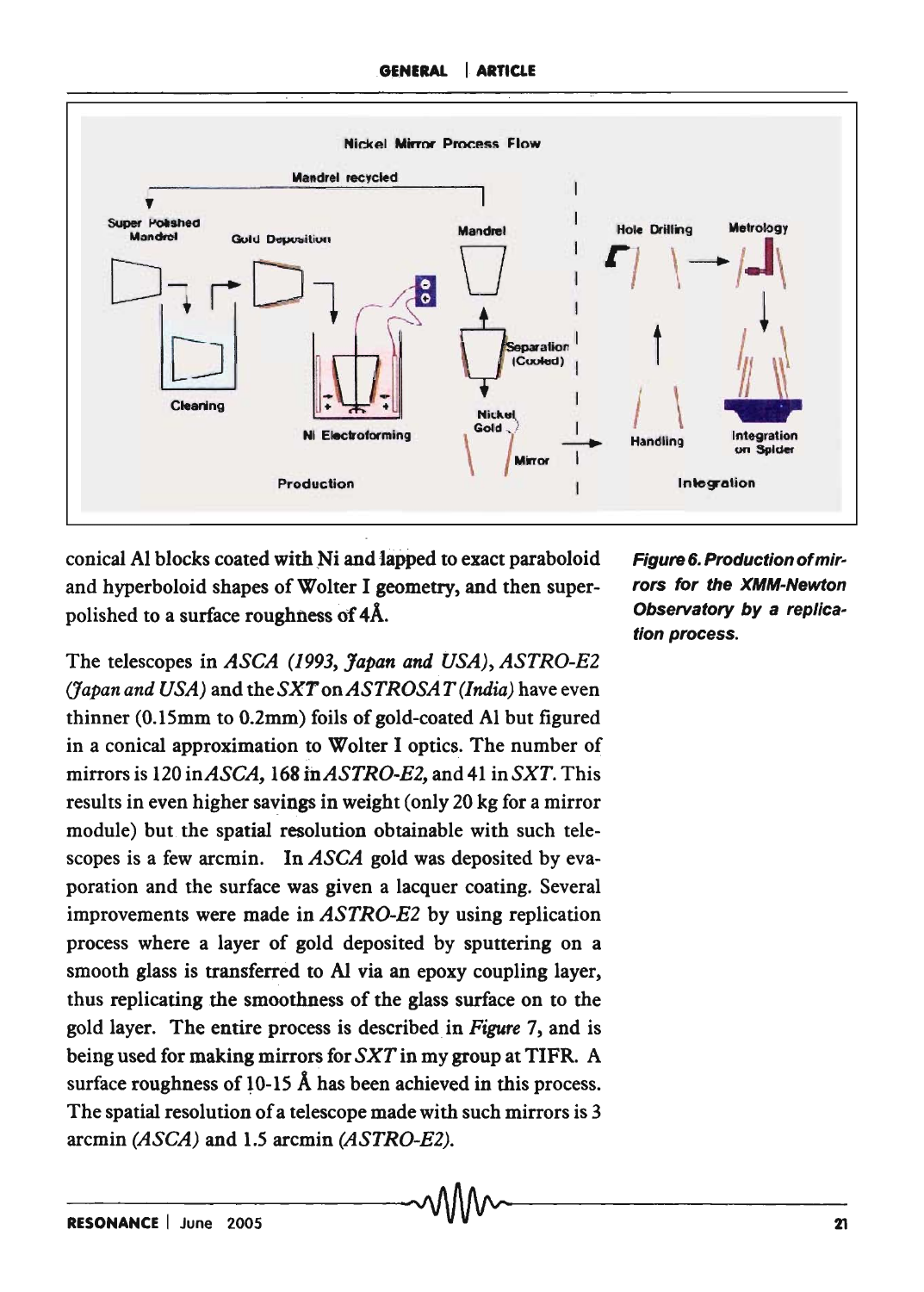conical Al blocks coated with Ni and lapped to exact paraboloid and hyperboloid shapes of Wolter I geometry, and then superpolished to a surface roughness of 4Å.

*Figure 6. Production of mirrors for the XMM-Newton Observatory by a replication process.*

The telescopes in *ASCA (1993, Japan and USA)*, *ASTRO-E2 (Japan and USA)* and the *SXT* on *ASTROSAT (India)* have even thinner (0.15mm to 0.2mm) foils of gold-coated Al but figured in a conical approximation to Wolter I optics. The number of mirrors is 120 in *ASCA*, 168 in *ASTRO-E2*, and 41 in *SXT*. This results in even higher savings in weight (only 20 kg for a mirror module) but the spatial resolution obtainable with such telescopes is a few arcmin. In *ASCA* gold was deposited by evaporation and the surface was given a lacquer coating. Several improvements were made in *ASTRO-E2* by using replication process where a layer of gold deposited by sputtering on a smooth glass is transferred to Al via an epoxy coupling layer, thus replicating the smoothness of the glass surface on to the gold layer. The entire process is described in *Figure* 7, and is being used for making mirrors for *SXT* in my group at TIFR. A surface roughness of 10-15 Å has been achieved in this process. The spatial resolution of a telescope made with such mirrors is 3 arcmin *(ASCA)* and 1.5 arcmin *(ASTRO-E2)*.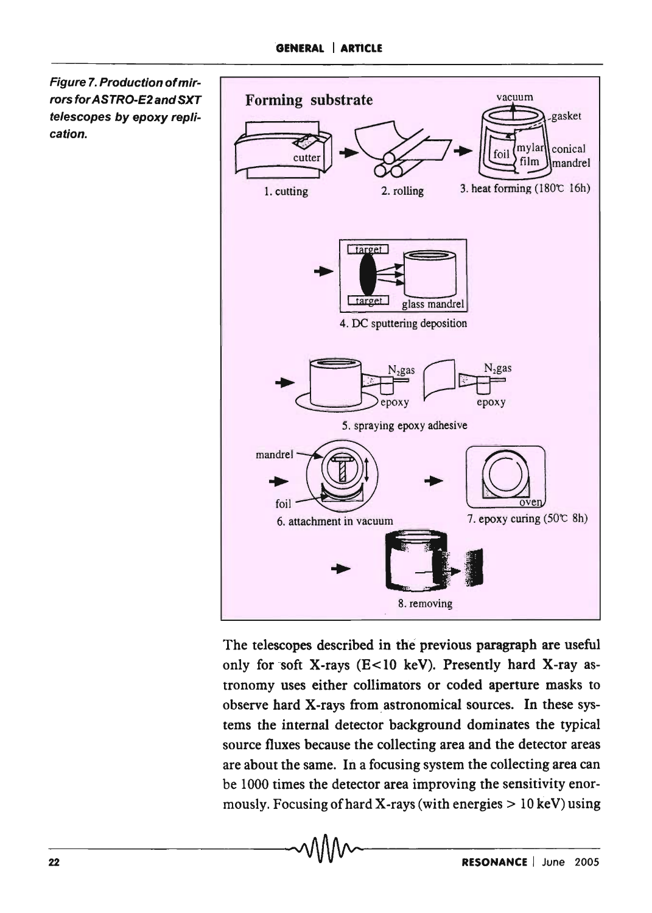*Figure 7. Production of mirrors for ASTRO-E2 and SXT telescopes by epoxy replication.*

The telescopes described in the previous paragraph are useful only for soft X-rays ($E<10$ keV). Presently hard X-ray astronomy uses either collimators or coded aperture masks to observe hard X-rays from astronomical sources. In these systems the internal detector background dominates the typical source fluxes because the collecting area and the detector areas are about the same. In a focusing system the collecting area can be 1000 times the detector area improving the sensitivity enormously. Focusing of hard X-rays (with energies $> 10$ keV) using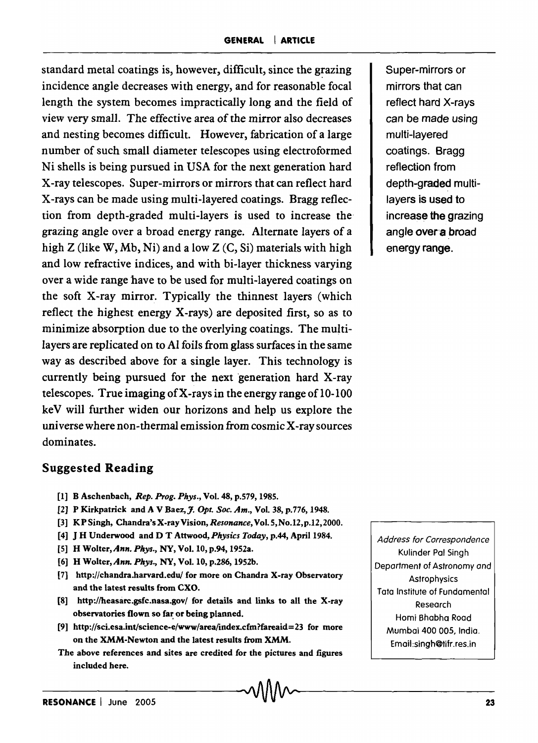standard metal coatings is, however, difficult, since the grazing incidence angle decreases with energy, and for reasonable focal length the system becomes impractically long and the field of view very small. The effective area of the mirror also decreases and nesting becomes difficult. However, fabrication of a large number of such small diameter telescopes using electroformed Ni shells is being pursued in USA for the next generation hard X-ray telescopes. Super-mirrors or mirrors that can reflect hard X-rays can be made using multi-layered coatings. Bragg reflection from depth-graded multi-layers is used to increase the grazing angle over a broad energy range. Alternate layers of a high Z (like W, Mb, Ni) and a low Z (C, Si) materials with high and low refractive indices, and with bi-layer thickness varying over a wide range have to be used for multi-layered coatings on the soft X-ray mirror. Typically the thinnest layers (which reflect the highest energy X-rays) are deposited first, so as to minimize absorption due to the overlying coatings. The multilayers are replicated on to Al foils from glass surfaces in the same way as described above for a single layer. This technology is currently being pursued for the next generation hard X-ray telescopes. True imaging of X-rays in the energy range of 10-100 keV will further widen our horizons and help us explore the universe where non-thermal emission from cosmic X-ray sources dominates.

Super-mirrors or mirrors that can reflect hard X-rays can be made using multi-layered coatings. Bragg reflection from depth-graded multilayers is used to increase the grazing angle over a broad energy range.

## Suggested Reading

[1] B Aschenbach, *Rep. Prog. Phys.*, Vol. 48, p.579, 1985.

[2] P Kirkpatrick and A V Baez, *J. Opt. Soc. Am.*, Vol. 38, p.776, 1948.

[3] K P Singh, Chandra's X-ray Vision, *Resonance*, Vol. 5, No.12, p.12, 2000.

[4] J H Underwood and D T Attwood, *Physics Today*, p.44, April 1984.

[5] H Wolter, *Ann. Phys.*, NY, Vol. 10, p.94, 1952a.

[6] H Wolter, *Ann. Phys.*, NY, Vol. 10, p.286, 1952b.

[7] http://chandra.harvard.edu/ for more on Chandra X-ray Observatory and the latest results from CXO.

[8] http://heasarc.gsfc.nasa.gov/ for details and links to all the X-ray observatories flown so far or being planned.

[9] http://sci.esa.int/science-e/www/area/index.cfm?fareaid=23 for more on the XMM-Newton and the latest results from XMM.

The above references and sites are credited for the pictures and figures included here.

*Address for Correspondence*
Kulinder Pal Singh
Department of Astronomy and Astrophysics
Tata Institute of Fundamental Research
Homi Bhabha Road
Mumbai 400 005, India.
Email: singh@tifr.res.in